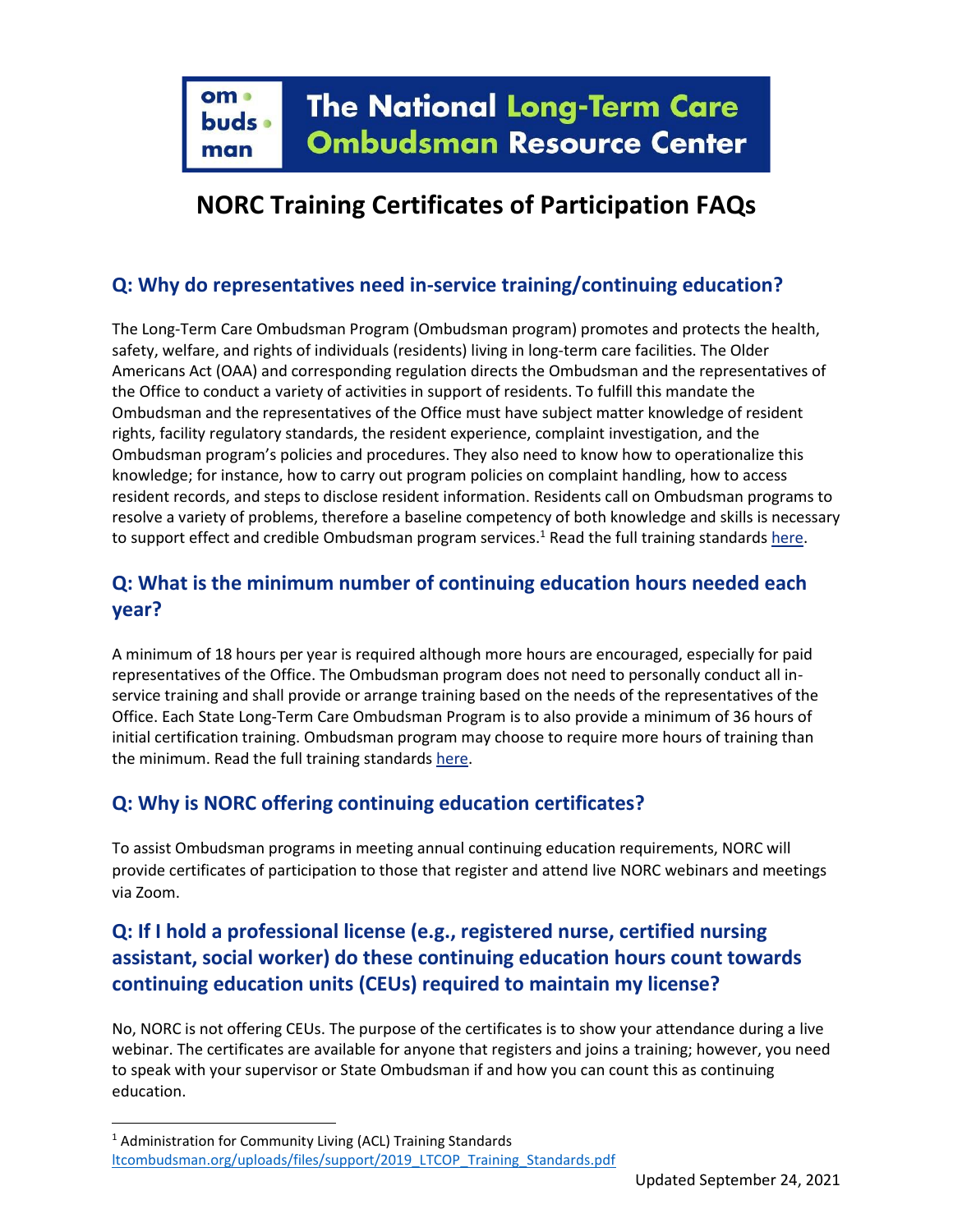# The National Long-Term Care Ombudsman Resource Center

# NORC Training Certificates of Participation FAQs

## Q: Why do representatives need in-service training/continuing education?

The Long-Term Care Ombudsman Program (Ombudsman program) promotes and protects the health, safety, welfare, and rights of individuals (residents) living in long-term care facilities. The Older Americans Act (OAA) and corresponding regulation directs the Ombudsman and the representatives of the Office to conduct a variety of activities in support of residents. To fulfill this mandate the Ombudsman and the representatives of the Office must have subject matter knowledge of resident rights, facility regulatory standards, the resident experience, complaint investigation, and the Ombudsman program's policies and procedures. They also need to know how to operationalize this knowledge; for instance, how to carry out program policies on complaint handling, how to access resident records, and steps to disclose resident information. Residents call on Ombudsman programs to resolve a variety of problems, therefore a baseline competency of both knowledge and skills is necessary to support effect and credible Ombudsman program services.[1] Read the full training standards here.

## Q: What is the minimum number of continuing education hours needed each year?

A minimum of 18 hours per year is required although more hours are encouraged, especially for paid representatives of the Office. The Ombudsman program does not need to personally conduct all in-service training and shall provide or arrange training based on the needs of the representatives of the Office. Each State Long-Term Care Ombudsman Program is to also provide a minimum of 36 hours of initial certification training. Ombudsman program may choose to require more hours of training than the minimum. Read the full training standards here.

## Q: Why is NORC offering continuing education certificates?

To assist Ombudsman programs in meeting annual continuing education requirements, NORC will provide certificates of participation to those that register and attend live NORC webinars and meetings via Zoom.

## Q: If I hold a professional license (e.g., registered nurse, certified nursing assistant, social worker) do these continuing education hours count towards continuing education units (CEUs) required to maintain my license?

No, NORC is not offering CEUs. The purpose of the certificates is to show your attendance during a live webinar. The certificates are available for anyone that registers and joins a training; however, you need to speak with your supervisor or State Ombudsman if and how you can count this as continuing education.

---

[1] Administration for Community Living (ACL) Training Standards ltcombudsman.org/uploads/files/support/2019_LTCOP_Training_Standards.pdf

Updated September 24, 2021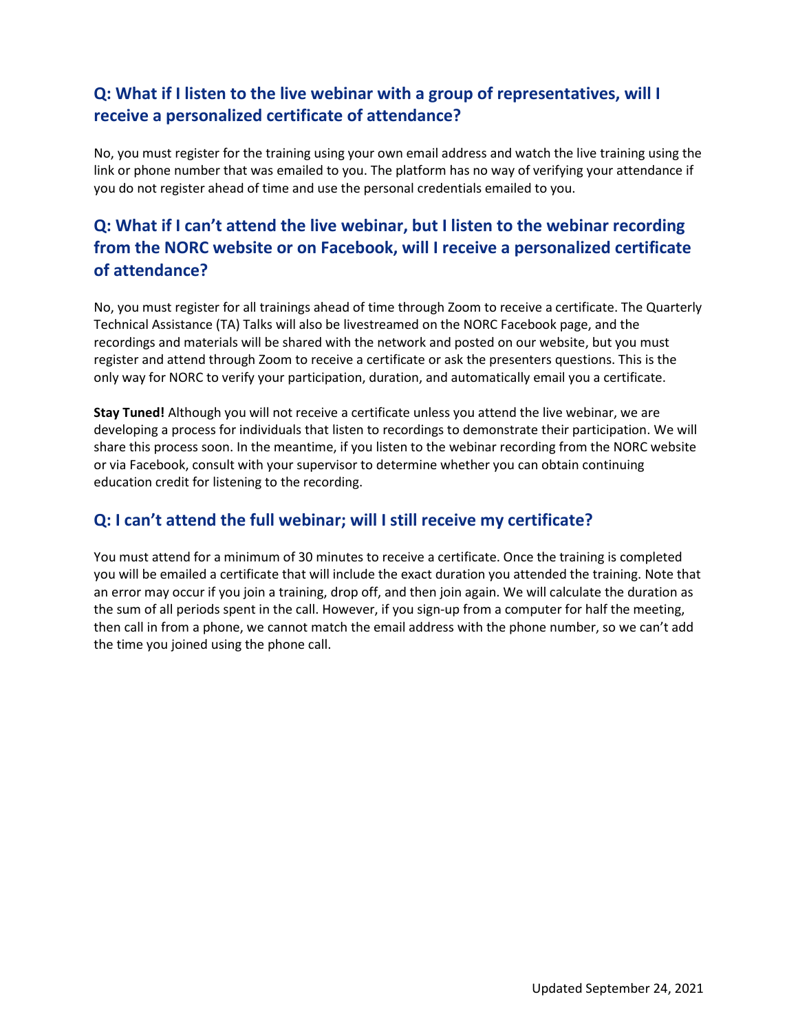## Q: What if I listen to the live webinar with a group of representatives, will I receive a personalized certificate of attendance?

No, you must register for the training using your own email address and watch the live training using the link or phone number that was emailed to you. The platform has no way of verifying your attendance if you do not register ahead of time and use the personal credentials emailed to you.

## Q: What if I can't attend the live webinar, but I listen to the webinar recording from the NORC website or on Facebook, will I receive a personalized certificate of attendance?

No, you must register for all trainings ahead of time through Zoom to receive a certificate. The Quarterly Technical Assistance (TA) Talks will also be livestreamed on the NORC Facebook page, and the recordings and materials will be shared with the network and posted on our website, but you must register and attend through Zoom to receive a certificate or ask the presenters questions. This is the only way for NORC to verify your participation, duration, and automatically email you a certificate.

**Stay Tuned!** Although you will not receive a certificate unless you attend the live webinar, we are developing a process for individuals that listen to recordings to demonstrate their participation. We will share this process soon. In the meantime, if you listen to the webinar recording from the NORC website or via Facebook, consult with your supervisor to determine whether you can obtain continuing education credit for listening to the recording.

## Q: I can't attend the full webinar; will I still receive my certificate?

You must attend for a minimum of 30 minutes to receive a certificate. Once the training is completed you will be emailed a certificate that will include the exact duration you attended the training. Note that an error may occur if you join a training, drop off, and then join again. We will calculate the duration as the sum of all periods spent in the call. However, if you sign-up from a computer for half the meeting, then call in from a phone, we cannot match the email address with the phone number, so we can't add the time you joined using the phone call.

Updated September 24, 2021